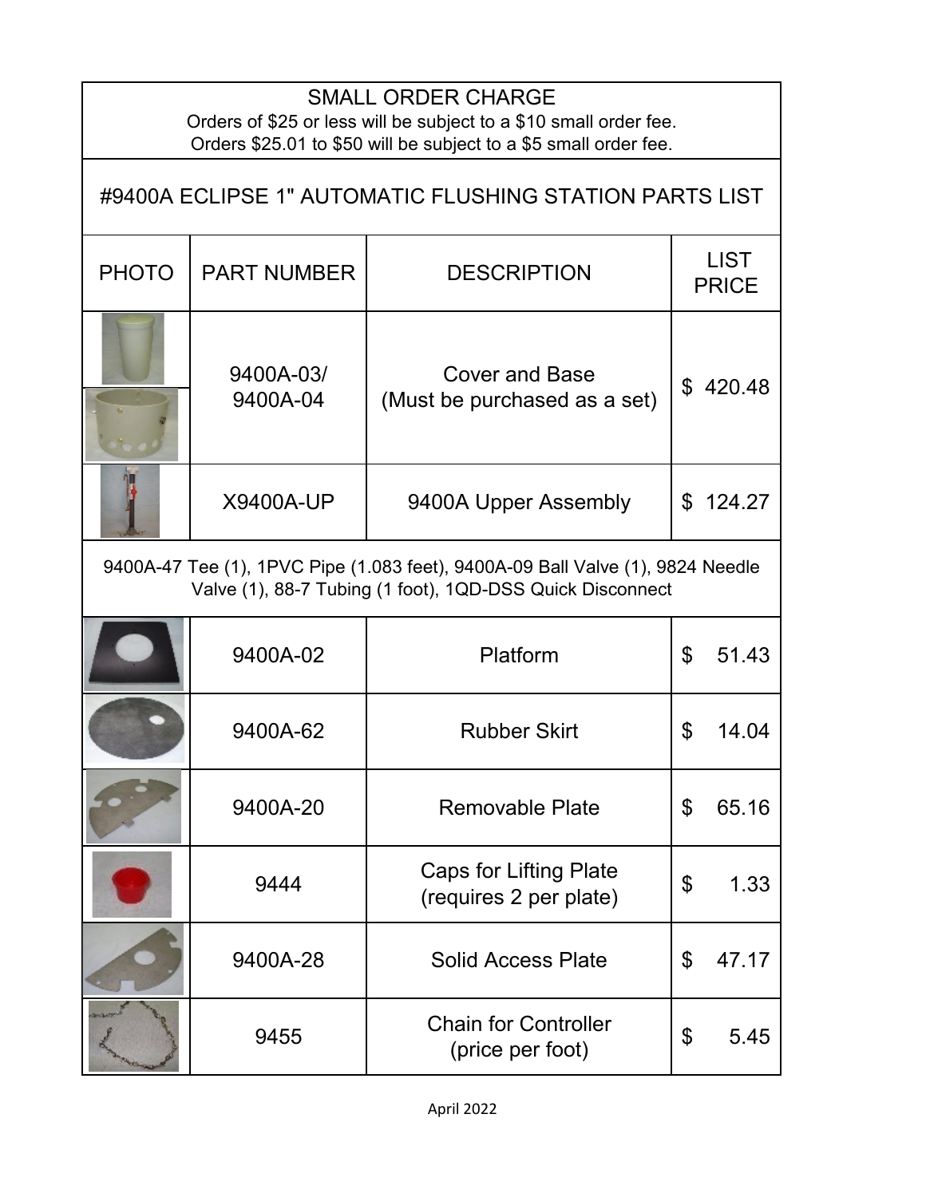## SMALL ORDER CHARGE

Orders of $25 or less will be subject to a $10 small order fee.
Orders $25.01 to $50 will be subject to a $5 small order fee.

# #9400A ECLIPSE 1" AUTOMATIC FLUSHING STATION PARTS LIST

| PHOTO | PART NUMBER | DESCRIPTION | LIST PRICE |
|---|---|---|---|
| | 9400A-03/ 9400A-04 | Cover and Base (Must be purchased as a set) | $ 420.48 |
| | X9400A-UP | 9400A Upper Assembly | $ 124.27 |
| 9400A-47 Tee (1), 1PVC Pipe (1.083 feet), 9400A-09 Ball Valve (1), 9824 Needle Valve (1), 88-7 Tubing (1 foot), 1QD-DSS Quick Disconnect | | | |
| | 9400A-02 | Platform | $ 51.43 |
| | 9400A-62 | Rubber Skirt | $ 14.04 |
| | 9400A-20 | Removable Plate | $ 65.16 |
| | 9444 | Caps for Lifting Plate (requires 2 per plate) | $ 1.33 |
| | 9400A-28 | Solid Access Plate | $ 47.17 |
| | 9455 | Chain for Controller (price per foot) | $ 5.45 |

April 2022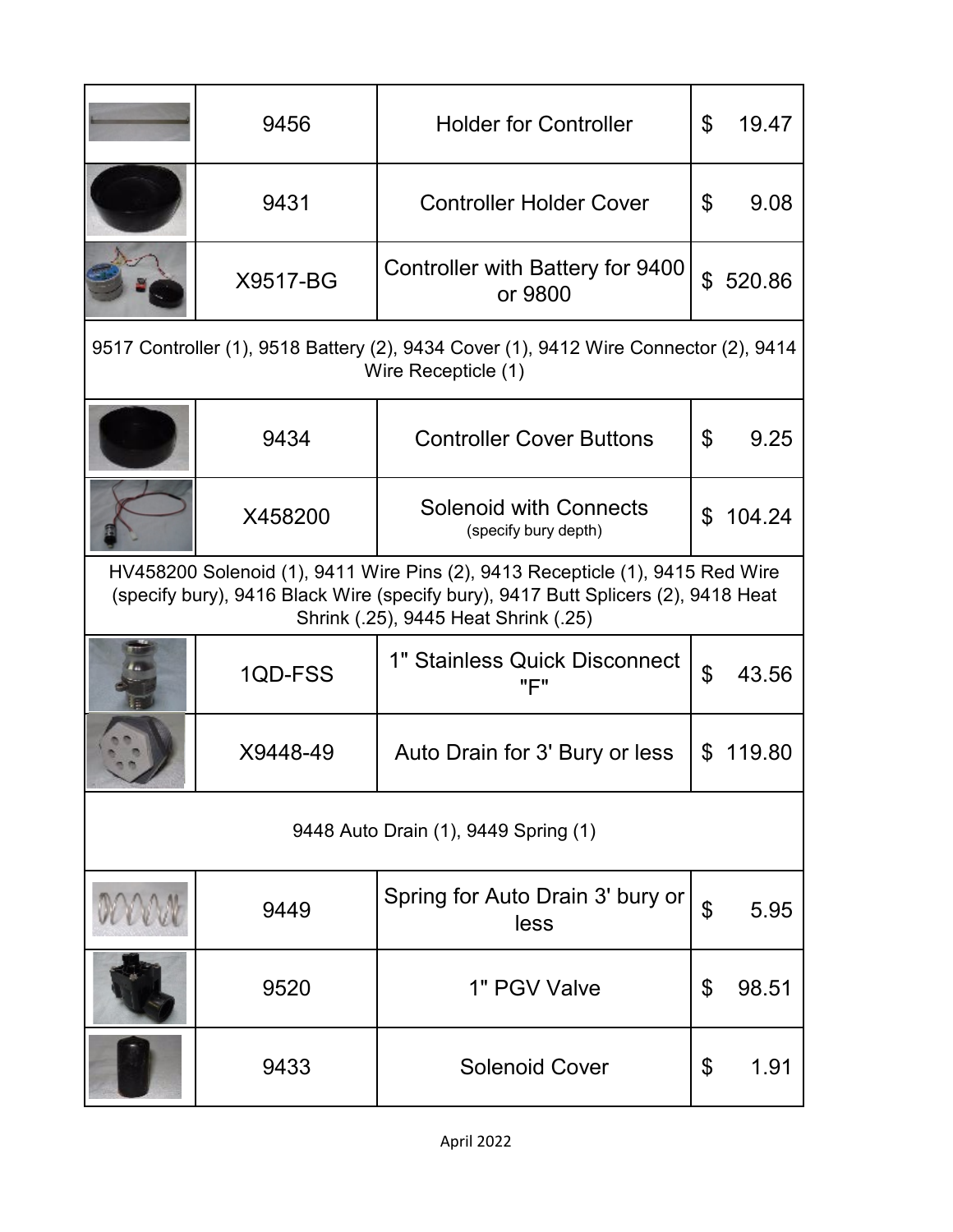| | Part # | Description | Price |
|---|---|---|---|
| | 9456 | Holder for Controller | $ 19.47 |
| | 9431 | Controller Holder Cover | $ 9.08 |
| | X9517-BG | Controller with Battery for 9400 or 9800 | $ 520.86 |
| 9517 Controller (1), 9518 Battery (2), 9434 Cover (1), 9412 Wire Connector (2), 9414 Wire Recepticle (1) | | | |
| | 9434 | Controller Cover Buttons | $ 9.25 |
| | X458200 | Solenoid with Connects (specify bury depth) | $ 104.24 |
| HV458200 Solenoid (1), 9411 Wire Pins (2), 9413 Recepticle (1), 9415 Red Wire (specify bury), 9416 Black Wire (specify bury), 9417 Butt Splicers (2), 9418 Heat Shrink (.25), 9445 Heat Shrink (.25) | | | |
| | 1QD-FSS | 1" Stainless Quick Disconnect "F" | $ 43.56 |
| | X9448-49 | Auto Drain for 3' Bury or less | $ 119.80 |
| 9448 Auto Drain (1), 9449 Spring (1) | | | |
| | 9449 | Spring for Auto Drain 3' bury or less | $ 5.95 |
| | 9520 | 1" PGV Valve | $ 98.51 |
| | 9433 | Solenoid Cover | $ 1.91 |

April 2022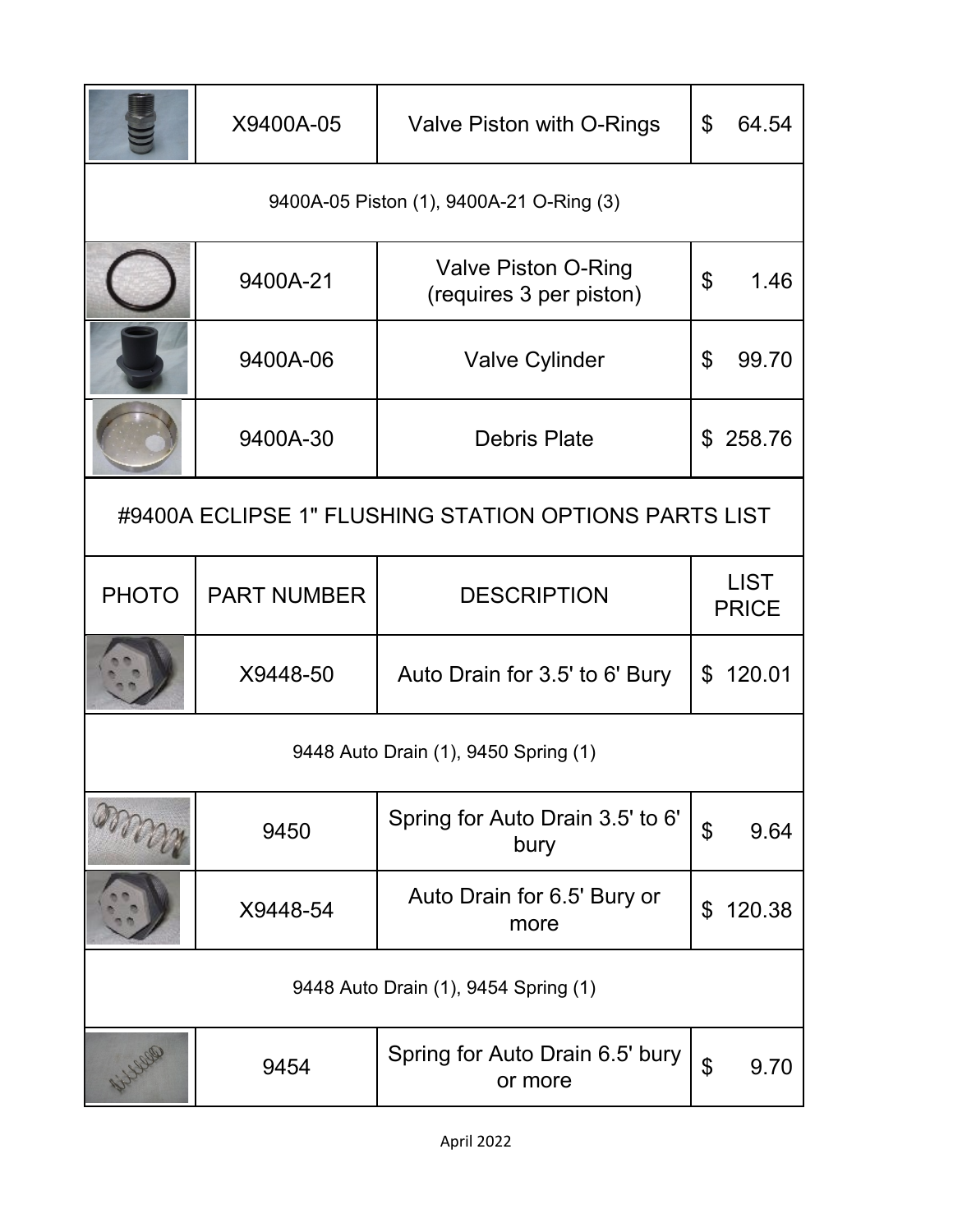| PHOTO | PART NUMBER | DESCRIPTION | LIST PRICE |
|---|---|---|---|
| | X9400A-05 | Valve Piston with O-Rings | $ 64.54 |
| 9400A-05 Piston (1), 9400A-21 O-Ring (3) | | | |
| | 9400A-21 | Valve Piston O-Ring (requires 3 per piston) | $ 1.46 |
| | 9400A-06 | Valve Cylinder | $ 99.70 |
| | 9400A-30 | Debris Plate | $ 258.76 |

## #9400A ECLIPSE 1" FLUSHING STATION OPTIONS PARTS LIST

| PHOTO | PART NUMBER | DESCRIPTION | LIST PRICE |
|---|---|---|---|
| | X9448-50 | Auto Drain for 3.5' to 6' Bury | $ 120.01 |
| 9448 Auto Drain (1), 9450 Spring (1) | | | |
| | 9450 | Spring for Auto Drain 3.5' to 6' bury | $ 9.64 |
| | X9448-54 | Auto Drain for 6.5' Bury or more | $ 120.38 |
| 9448 Auto Drain (1), 9454 Spring (1) | | | |
| | 9454 | Spring for Auto Drain 6.5' bury or more | $ 9.70 |

April 2022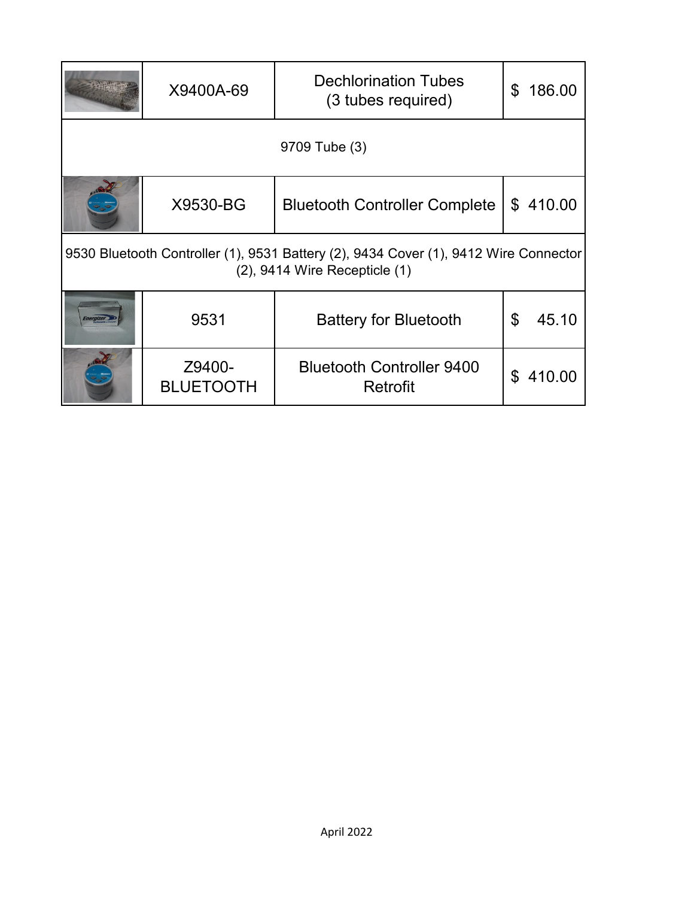| | | | |
|---|---|---|---|
| | X9400A-69 | Dechlorination Tubes (3 tubes required) | $ 186.00 |
| 9709 Tube (3) | | | |
| | X9530-BG | Bluetooth Controller Complete | $ 410.00 |
| 9530 Bluetooth Controller (1), 9531 Battery (2), 9434 Cover (1), 9412 Wire Connector (2), 9414 Wire Recepticle (1) | | | |
| | 9531 | Battery for Bluetooth | $ 45.10 |
| | Z9400-BLUETOOTH | Bluetooth Controller 9400 Retrofit | $ 410.00 |

April 2022